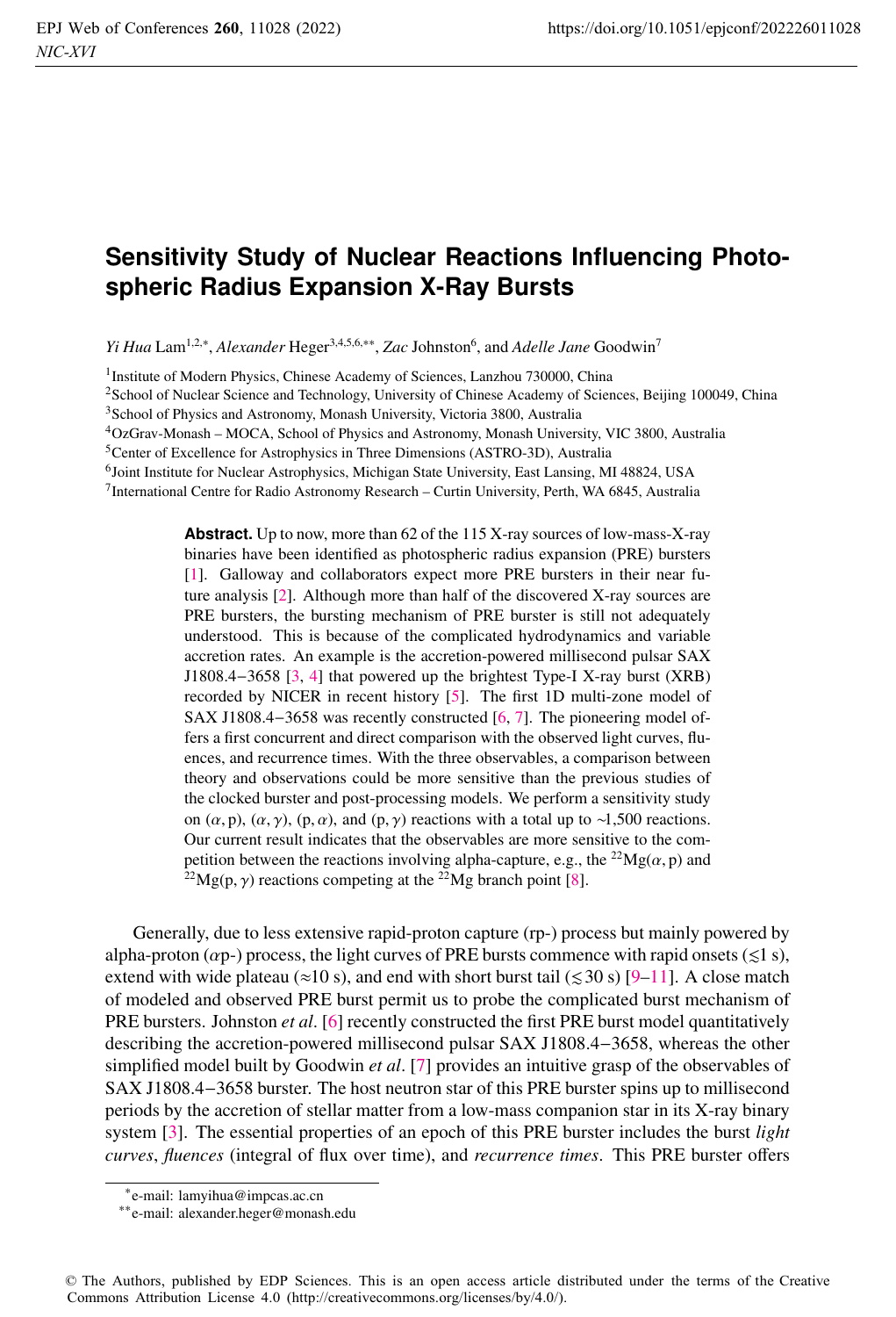# Sensitivity Study of Nuclear Reactions Influencing Photospheric Radius Expansion X-Ray Bursts

*Yi Hua* Lam[1,2,*], *Alexander* Heger[3,4,5,6,**], *Zac* Johnston[6], and *Adelle Jane* Goodwin[7]

[1] Institute of Modern Physics, Chinese Academy of Sciences, Lanzhou 730000, China
[2] School of Nuclear Science and Technology, University of Chinese Academy of Sciences, Beijing 100049, China
[3] School of Physics and Astronomy, Monash University, Victoria 3800, Australia
[4] OzGrav-Monash – MOCA, School of Physics and Astronomy, Monash University, VIC 3800, Australia
[5] Center of Excellence for Astrophysics in Three Dimensions (ASTRO-3D), Australia
[6] Joint Institute for Nuclear Astrophysics, Michigan State University, East Lansing, MI 48824, USA
[7] International Centre for Radio Astronomy Research – Curtin University, Perth, WA 6845, Australia

**Abstract.** Up to now, more than 62 of the 115 X-ray sources of low-mass-X-ray binaries have been identified as photospheric radius expansion (PRE) bursters [1]. Galloway and collaborators expect more PRE bursters in their near future analysis [2]. Although more than half of the discovered X-ray sources are PRE bursters, the bursting mechanism of PRE burster is still not adequately understood. This is because of the complicated hydrodynamics and variable accretion rates. An example is the accretion-powered millisecond pulsar SAX J1808.4−3658 [3, 4] that powered up the brightest Type-I X-ray burst (XRB) recorded by NICER in recent history [5]. The first 1D multi-zone model of SAX J1808.4−3658 was recently constructed [6, 7]. The pioneering model offers a first concurrent and direct comparison with the observed light curves, fluences, and recurrence times. With the three observables, a comparison between theory and observations could be more sensitive than the previous studies of the clocked burster and post-processing models. We perform a sensitivity study on $(\alpha, \mathrm{p})$, $(\alpha, \gamma)$, $(\mathrm{p}, \alpha)$, and $(\mathrm{p}, \gamma)$ reactions with a total up to ~1,500 reactions. Our current result indicates that the observables are more sensitive to the competition between the reactions involving alpha-capture, e.g., the $^{22}\mathrm{Mg}(\alpha, \mathrm{p})$ and $^{22}\mathrm{Mg}(\mathrm{p}, \gamma)$ reactions competing at the $^{22}\mathrm{Mg}$ branch point [8].

Generally, due to less extensive rapid-proton capture (rp-) process but mainly powered by alpha-proton ($\alpha$p-) process, the light curves of PRE bursts commence with rapid onsets ($\lesssim$1 s), extend with wide plateau ($\approx$10 s), and end with short burst tail ($\lesssim$ 30 s) [9–11]. A close match of modeled and observed PRE burst permit us to probe the complicated burst mechanism of PRE bursters. Johnston *et al*. [6] recently constructed the first PRE burst model quantitatively describing the accretion-powered millisecond pulsar SAX J1808.4−3658, whereas the other simplified model built by Goodwin *et al*. [7] provides an intuitive grasp of the observables of SAX J1808.4−3658 burster. The host neutron star of this PRE burster spins up to millisecond periods by the accretion of stellar matter from a low-mass companion star in its X-ray binary system [3]. The essential properties of an epoch of this PRE burster includes the burst *light curves*, *fluences* (integral of flux over time), and *recurrence times*. This PRE burster offers

*e-mail: lamyihua@impcas.ac.cn
**e-mail: alexander.heger@monash.edu

© The Authors, published by EDP Sciences. This is an open access article distributed under the terms of the Creative Commons Attribution License 4.0 (http://creativecommons.org/licenses/by/4.0/).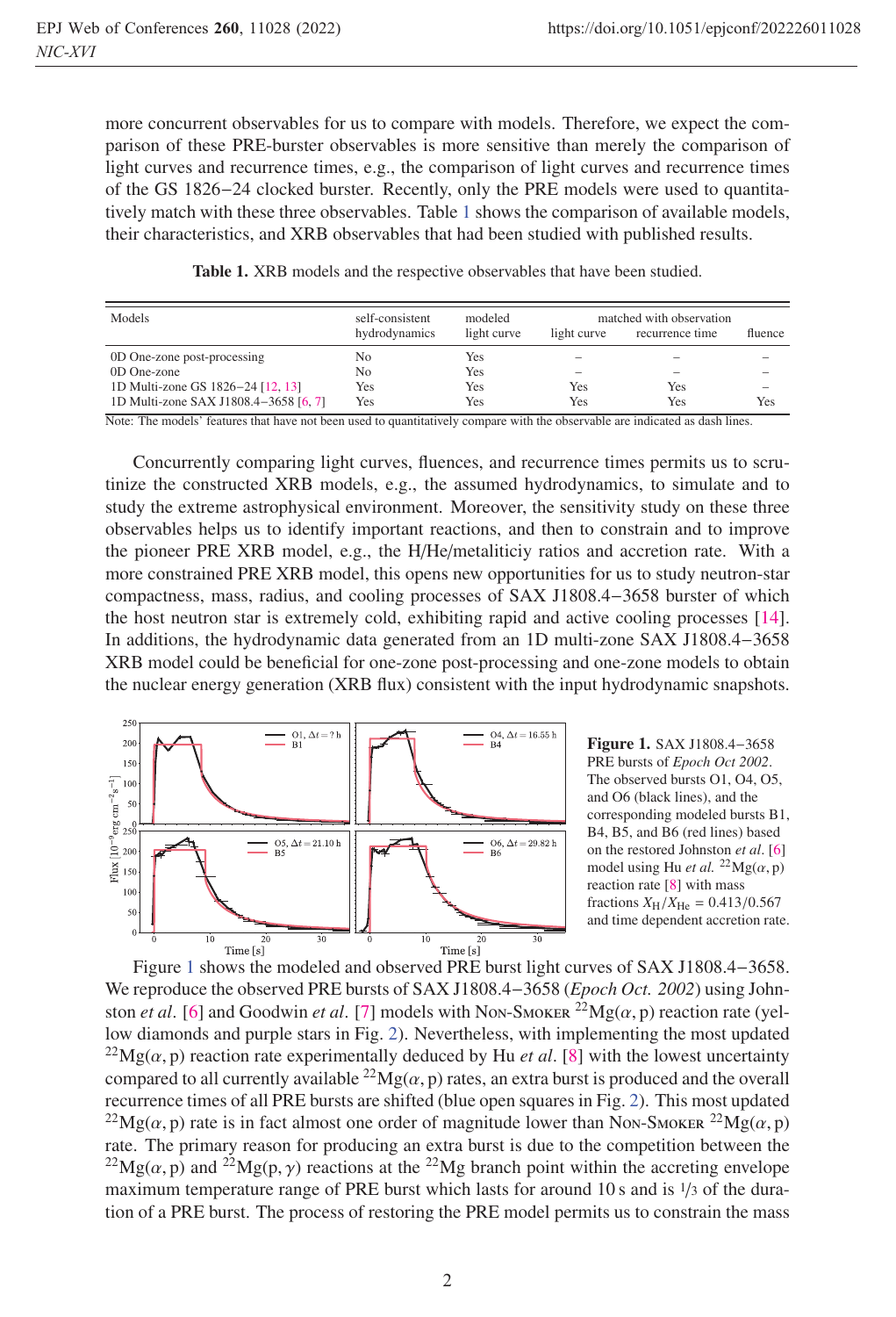more concurrent observables for us to compare with models. Therefore, we expect the comparison of these PRE-burster observables is more sensitive than merely the comparison of light curves and recurrence times, e.g., the comparison of light curves and recurrence times of the GS 1826−24 clocked burster. Recently, only the PRE models were used to quantitatively match with these three observables. Table 1 shows the comparison of available models, their characteristics, and XRB observables that had been studied with published results.

**Table 1.** XRB models and the respective observables that have been studied.

| Models | self-consistent hydrodynamics | modeled light curve | matched with observation | | |
|---|---|---|---|---|---|
| | | | light curve | recurrence time | fluence |
| 0D One-zone post-processing | No | Yes | – | – | – |
| 0D One-zone | No | Yes | – | – | – |
| 1D Multi-zone GS 1826−24 [12, 13] | Yes | Yes | Yes | Yes | – |
| 1D Multi-zone SAX J1808.4−3658 [6, 7] | Yes | Yes | Yes | Yes | Yes |

Note: The models' features that have not been used to quantitatively compare with the observable are indicated as dash lines.

Concurrently comparing light curves, fluences, and recurrence times permits us to scrutinize the constructed XRB models, e.g., the assumed hydrodynamics, to simulate and to study the extreme astrophysical environment. Moreover, the sensitivity study on these three observables helps us to identify important reactions, and then to constrain and to improve the pioneer PRE XRB model, e.g., the H/He/metaliticiy ratios and accretion rate. With a more constrained PRE XRB model, this opens new opportunities for us to study neutron-star compactness, mass, radius, and cooling processes of SAX J1808.4−3658 burster of which the host neutron star is extremely cold, exhibiting rapid and active cooling processes [14]. In additions, the hydrodynamic data generated from an 1D multi-zone SAX J1808.4−3658 XRB model could be beneficial for one-zone post-processing and one-zone models to obtain the nuclear energy generation (XRB flux) consistent with the input hydrodynamic snapshots.

O1, $\Delta t$ = ? h
B1
O4, $\Delta t$ = 16.55 h
B4
O5, $\Delta t$ = 21.10 h
B5
O6, $\Delta t$ = 29.82 h
B6
Flux [$10^{-9}$ erg cm$^{-2}$s$^{-1}$]
Time [s]

**Figure 1.** SAX J1808.4−3658 PRE bursts of *Epoch Oct 2002*. The observed bursts O1, O4, O5, and O6 (black lines), and the corresponding modeled bursts B1, B4, B5, and B6 (red lines) based on the restored Johnston *et al*. [6] model using Hu *et al.* $^{22}$Mg($\alpha$, p) reaction rate [8] with mass fractions $X_{\rm H}/X_{\rm He}$ = 0.413/0.567 and time dependent accretion rate.

Figure 1 shows the modeled and observed PRE burst light curves of SAX J1808.4−3658. We reproduce the observed PRE bursts of SAX J1808.4−3658 (*Epoch Oct. 2002*) using Johnston *et al*. [6] and Goodwin *et al*. [7] models with Non-Smoker $^{22}$Mg($\alpha$, p) reaction rate (yellow diamonds and purple stars in Fig. 2). Nevertheless, with implementing the most updated $^{22}$Mg($\alpha$, p) reaction rate experimentally deduced by Hu *et al*. [8] with the lowest uncertainty compared to all currently available $^{22}$Mg($\alpha$, p) rates, an extra burst is produced and the overall recurrence times of all PRE bursts are shifted (blue open squares in Fig. 2). This most updated $^{22}$Mg($\alpha$, p) rate is in fact almost one order of magnitude lower than Non-Smoker $^{22}$Mg($\alpha$, p) rate. The primary reason for producing an extra burst is due to the competition between the $^{22}$Mg($\alpha$, p) and $^{22}$Mg(p, $\gamma$) reactions at the $^{22}$Mg branch point within the accreting envelope maximum temperature range of PRE burst which lasts for around 10 s and is 1/3 of the duration of a PRE burst. The process of restoring the PRE model permits us to constrain the mass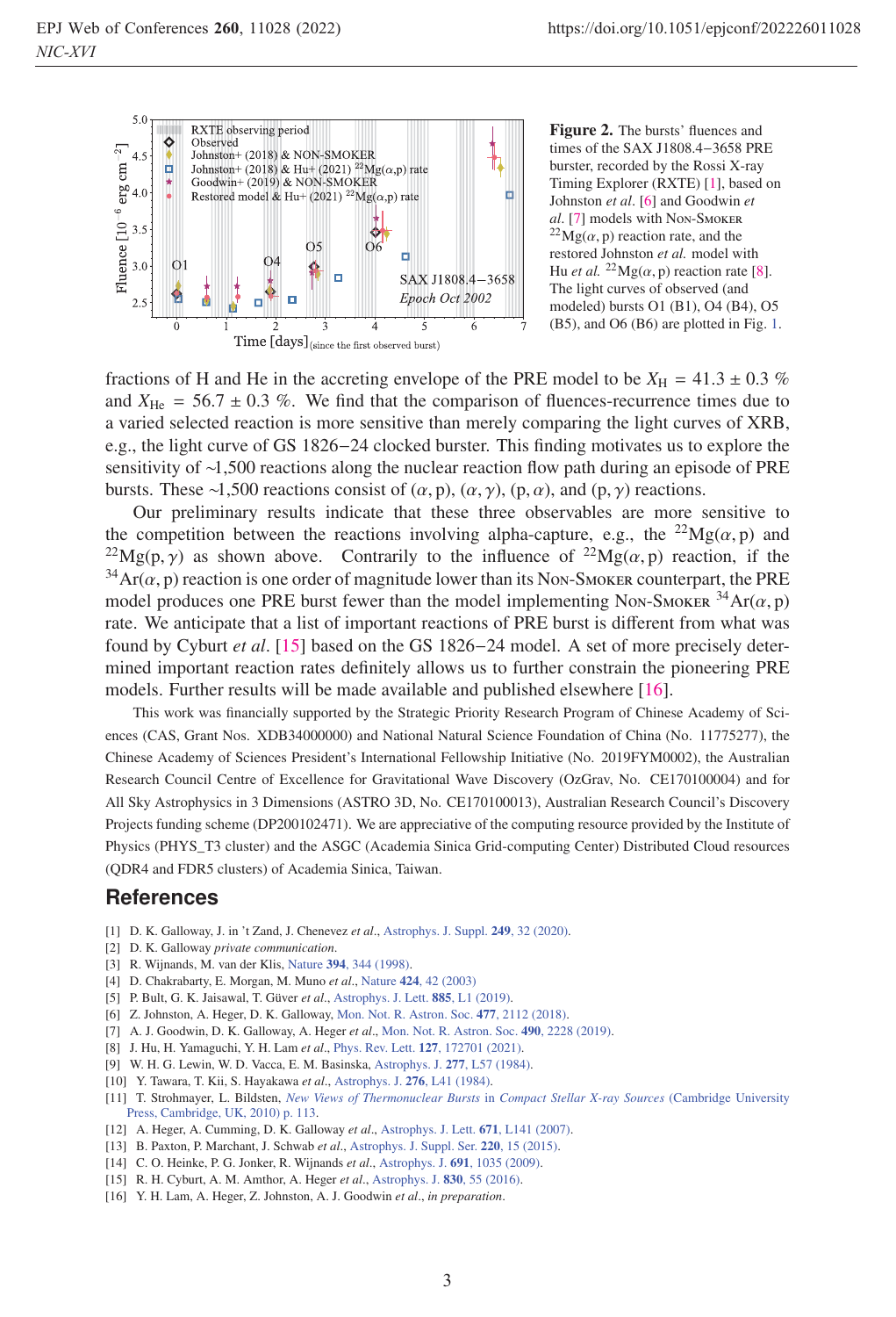RXTE observing period
Observed
Johnston+ (2018) & NON-SMOKER
Johnston+ (2018) & Hu+ (2021) $^{22}$Mg($\alpha$,p) rate
Goodwin+ (2019) & NON-SMOKER
Restored model & Hu+ (2021) $^{22}$Mg($\alpha$,p) rate

Fluence [$10^{-6}$ erg cm$^{-2}$]
5.0
4.5
4.0
3.5
3.0
2.5

O1
O4
O5
O6

SAX J1808.4−3658
*Epoch Oct 2002*

0 1 2 3 4 5 6 7
Time [days] (since the first observed burst)

**Figure 2.** The bursts' fluences and times of the SAX J1808.4−3658 PRE burster, recorded by the Rossi X-ray Timing Explorer (RXTE) [1], based on Johnston *et al*. [6] and Goodwin *et al*. [7] models with Non-Smoker $^{22}$Mg($\alpha$, p) reaction rate, and the restored Johnston *et al.* model with Hu *et al.* $^{22}$Mg($\alpha$, p) reaction rate [8]. The light curves of observed (and modeled) bursts O1 (B1), O4 (B4), O5 (B5), and O6 (B6) are plotted in Fig. 1.

fractions of H and He in the accreting envelope of the PRE model to be $X_{\rm H}$ = 41.3 ± 0.3 % and $X_{\rm He}$ = 56.7 ± 0.3 %. We find that the comparison of fluences-recurrence times due to a varied selected reaction is more sensitive than merely comparing the light curves of XRB, e.g., the light curve of GS 1826−24 clocked burster. This finding motivates us to explore the sensitivity of ~1,500 reactions along the nuclear reaction flow path during an episode of PRE bursts. These ~1,500 reactions consist of ($\alpha$, p), ($\alpha$, $\gamma$), (p, $\alpha$), and (p, $\gamma$) reactions.

Our preliminary results indicate that these three observables are more sensitive to the competition between the reactions involving alpha-capture, e.g., the $^{22}$Mg($\alpha$, p) and $^{22}$Mg(p, $\gamma$) as shown above. Contrarily to the influence of $^{22}$Mg($\alpha$, p) reaction, if the $^{34}$Ar($\alpha$, p) reaction is one order of magnitude lower than its Non-Smoker counterpart, the PRE model produces one PRE burst fewer than the model implementing Non-Smoker $^{34}$Ar($\alpha$, p) rate. We anticipate that a list of important reactions of PRE burst is different from what was found by Cyburt *et al*. [15] based on the GS 1826−24 model. A set of more precisely determined important reaction rates definitely allows us to further constrain the pioneering PRE models. Further results will be made available and published elsewhere [16].

This work was financially supported by the Strategic Priority Research Program of Chinese Academy of Sciences (CAS, Grant Nos. XDB34000000) and National Natural Science Foundation of China (No. 11775277), the Chinese Academy of Sciences President's International Fellowship Initiative (No. 2019FYM0002), the Australian Research Council Centre of Excellence for Gravitational Wave Discovery (OzGrav, No. CE170100004) and for All Sky Astrophysics in 3 Dimensions (ASTRO 3D, No. CE170100013), Australian Research Council's Discovery Projects funding scheme (DP200102471). We are appreciative of the computing resource provided by the Institute of Physics (PHYS_T3 cluster) and the ASGC (Academia Sinica Grid-computing Center) Distributed Cloud resources (QDR4 and FDR5 clusters) of Academia Sinica, Taiwan.

## References

[1] D. K. Galloway, J. in 't Zand, J. Chenevez *et al*., Astrophys. J. Suppl. **249**, 32 (2020).
[2] D. K. Galloway *private communication*.
[3] R. Wijnands, M. van der Klis, Nature **394**, 344 (1998).
[4] D. Chakrabarty, E. Morgan, M. Muno *et al*., Nature **424**, 42 (2003)
[5] P. Bult, G. K. Jaisawal, T. Güver *et al*., Astrophys. J. Lett. **885**, L1 (2019).
[6] Z. Johnston, A. Heger, D. K. Galloway, Mon. Not. R. Astron. Soc. **477**, 2112 (2018).
[7] A. J. Goodwin, D. K. Galloway, A. Heger *et al*., Mon. Not. R. Astron. Soc. **490**, 2228 (2019).
[8] J. Hu, H. Yamaguchi, Y. H. Lam *et al*., Phys. Rev. Lett. **127**, 172701 (2021).
[9] W. H. G. Lewin, W. D. Vacca, E. M. Basinska, Astrophys. J. **277**, L57 (1984).
[10] Y. Tawara, T. Kii, S. Hayakawa *et al*., Astrophys. J. **276**, L41 (1984).
[11] T. Strohmayer, L. Bildsten, *New Views of Thermonuclear Bursts* in *Compact Stellar X-ray Sources* (Cambridge University Press, Cambridge, UK, 2010) p. 113.
[12] A. Heger, A. Cumming, D. K. Galloway *et al*., Astrophys. J. Lett. **671**, L141 (2007).
[13] B. Paxton, P. Marchant, J. Schwab *et al*., Astrophys. J. Suppl. Ser. **220**, 15 (2015).
[14] C. O. Heinke, P. G. Jonker, R. Wijnands *et al*., Astrophys. J. **691**, 1035 (2009).
[15] R. H. Cyburt, A. M. Amthor, A. Heger *et al*., Astrophys. J. **830**, 55 (2016).
[16] Y. H. Lam, A. Heger, Z. Johnston, A. J. Goodwin *et al*., *in preparation*.